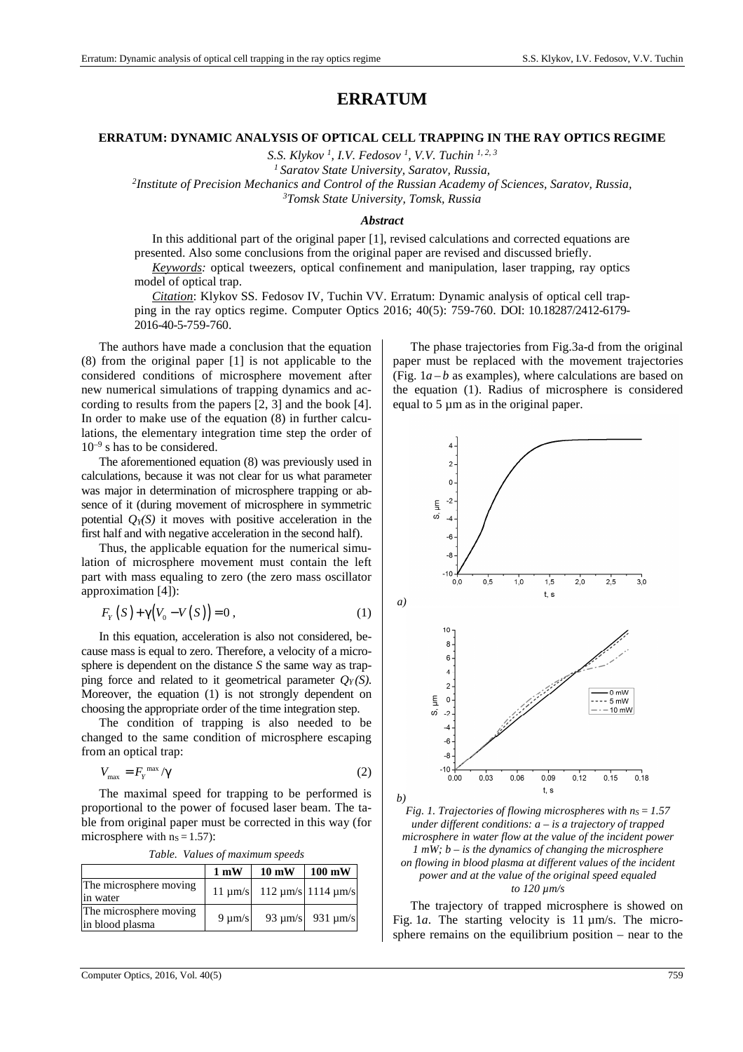# ERRATUM

## ERRATUM: DYNAMIC ANALYSIS OF OPTICAL CELL TRAPPING IN THE RAY OPTICS REGIME

*S.S. Klykov [1], I.V. Fedosov [1], V.V. Tuchin [1, 2, 3]*

[1] *Saratov State University, Saratov, Russia,*

[2] *Institute of Precision Mechanics and Control of the Russian Academy of Sciences, Saratov, Russia,*

[3] *Tomsk State University, Tomsk, Russia*

### *Abstract*

In this additional part of the original paper [1], revised calculations and corrected equations are presented. Also some conclusions from the original paper are revised and discussed briefly.

*Keywords:* optical tweezers, optical confinement and manipulation, laser trapping, ray optics model of optical trap.

*Citation*: Klykov SS. Fedosov IV, Tuchin VV. Erratum: Dynamic analysis of optical cell trapping in the ray optics regime. Computer Optics 2016; 40(5): 759-760. DOI: 10.18287/2412-6179-2016-40-5-759-760.

The authors have made a conclusion that the equation (8) from the original paper [1] is not applicable to the considered conditions of microsphere movement after new numerical simulations of trapping dynamics and according to results from the papers [2, 3] and the book [4]. In order to make use of the equation (8) in further calculations, the elementary integration time step the order of $10^{-9}$ s has to be considered.

The aforementioned equation (8) was previously used in calculations, because it was not clear for us what parameter was major in determination of microsphere trapping or absence of it (during movement of microsphere in symmetric potential $Q_Y(S)$ it moves with positive acceleration in the first half and with negative acceleration in the second half).

Thus, the applicable equation for the numerical simulation of microsphere movement must contain the left part with mass equaling to zero (the zero mass oscillator approximation [4]):

$$F_Y(S) + \gamma\left(V_0 - V(S)\right) = 0\,, \tag{1}$$

In this equation, acceleration is also not considered, because mass is equal to zero. Therefore, a velocity of a microsphere is dependent on the distance $S$ the same way as trapping force and related to it geometrical parameter $Q_Y(S)$. Moreover, the equation (1) is not strongly dependent on choosing the appropriate order of the time integration step.

The condition of trapping is also needed to be changed to the same condition of microsphere escaping from an optical trap:

$$V_{\max} = F_Y^{\max} / \gamma \tag{2}$$

The maximal speed for trapping to be performed is proportional to the power of focused laser beam. The table from original paper must be corrected in this way (for microsphere with $n_S = 1.57$):

*Table. Values of maximum speeds*

| | 1 mW | 10 mW | 100 mW |
|---|---|---|---|
| The microsphere moving in water | 11 µm/s | 112 µm/s | 1114 µm/s |
| The microsphere moving in blood plasma | 9 µm/s | 93 µm/s | 931 µm/s |

The phase trajectories from Fig.3a-d from the original paper must be replaced with the movement trajectories (Fig. 1*a* – *b* as examples), where calculations are based on the equation (1). Radius of microsphere is considered equal to 5 µm as in the original paper.

*Fig. 1. Trajectories of flowing microspheres with $n_S = 1.57$ under different conditions: a – is a trajectory of trapped microsphere in water flow at the value of the incident power 1 mW; b – is the dynamics of changing the microsphere on flowing in blood plasma at different values of the incident power and at the value of the original speed equaled to 120 µm/s*

The trajectory of trapped microsphere is showed on Fig. 1*a*. The starting velocity is 11 µm/s. The microsphere remains on the equilibrium position – near to the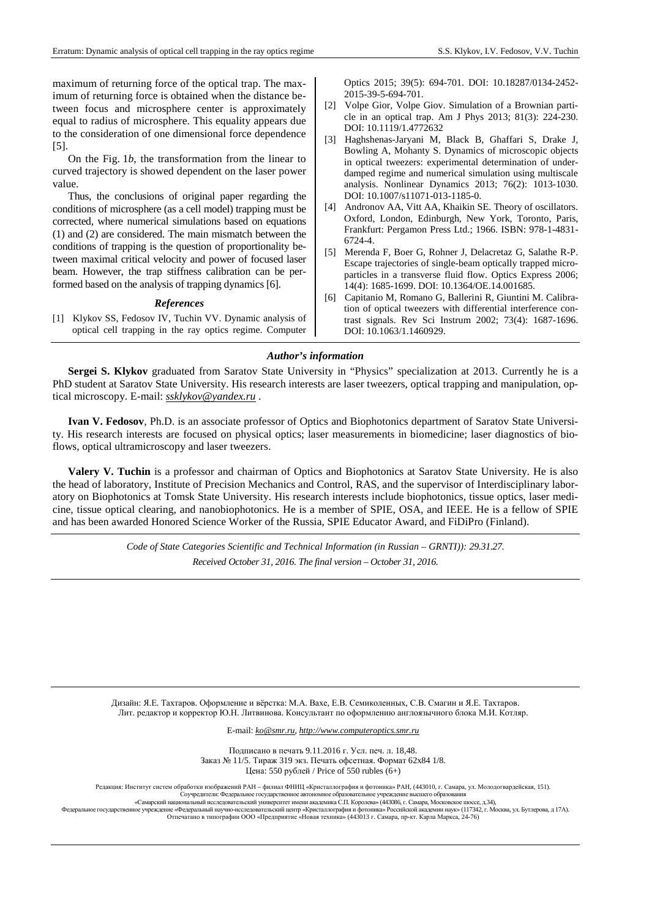maximum of returning force of the optical trap. The maximum of returning force is obtained when the distance between focus and microsphere center is approximately equal to radius of microsphere. This equality appears due to the consideration of one dimensional force dependence [5].

On the Fig. 1*b*, the transformation from the linear to curved trajectory is showed dependent on the laser power value.

Thus, the conclusions of original paper regarding the conditions of microsphere (as a cell model) trapping must be corrected, where numerical simulations based on equations (1) and (2) are considered. The main mismatch between the conditions of trapping is the question of proportionality between maximal critical velocity and power of focused laser beam. However, the trap stiffness calibration can be performed based on the analysis of trapping dynamics [6].

### *References*

[1] Klykov SS, Fedosov IV, Tuchin VV. Dynamic analysis of optical cell trapping in the ray optics regime. Computer Optics 2015; 39(5): 694-701. DOI: 10.18287/0134-2452-2015-39-5-694-701.

[2] Volpe Gior, Volpe Giov. Simulation of a Brownian particle in an optical trap. Am J Phys 2013; 81(3): 224-230. DOI: 10.1119/1.4772632

[3] Haghshenas-Jaryani M, Black B, Ghaffari S, Drake J, Bowling A, Mohanty S. Dynamics of microscopic objects in optical tweezers: experimental determination of underdamped regime and numerical simulation using multiscale analysis. Nonlinear Dynamics 2013; 76(2): 1013-1030. DOI: 10.1007/s11071-013-1185-0.

[4] Andronov AA, Vitt AA, Khaikin SE. Theory of oscillators. Oxford, London, Edinburgh, New York, Toronto, Paris, Frankfurt: Pergamon Press Ltd.; 1966. ISBN: 978-1-4831-6724-4.

[5] Merenda F, Boer G, Rohner J, Delacretaz G, Salathe R-P. Escape trajectories of single-beam optically trapped microparticles in a transverse fluid flow. Optics Express 2006; 14(4): 1685-1699. DOI: 10.1364/OE.14.001685.

[6] Capitanio M, Romano G, Ballerini R, Giuntini M. Calibration of optical tweezers with differential interference contrast signals. Rev Sci Instrum 2002; 73(4): 1687-1696. DOI: 10.1063/1.1460929.

### *Author's information*

**Sergei S. Klykov** graduated from Saratov State University in "Physics" specialization at 2013. Currently he is a PhD student at Saratov State University. His research interests are laser tweezers, optical trapping and manipulation, optical microscopy. E-mail: *ssklykov@yandex.ru* .

**Ivan V. Fedosov**, Ph.D. is an associate professor of Optics and Biophotonics department of Saratov State University. His research interests are focused on physical optics; laser measurements in biomedicine; laser diagnostics of bioflows, optical ultramicroscopy and laser tweezers.

**Valery V. Tuchin** is a professor and chairman of Optics and Biophotonics at Saratov State University. He is also the head of laboratory, Institute of Precision Mechanics and Control, RAS, and the supervisor of Interdisciplinary laboratory on Biophotonics at Tomsk State University. His research interests include biophotonics, tissue optics, laser medicine, tissue optical clearing, and nanobiophotonics. He is a member of SPIE, OSA, and IEEE. He is a fellow of SPIE and has been awarded Honored Science Worker of the Russia, SPIE Educator Award, and FiDiPro (Finland).

*Code of State Categories Scientific and Technical Information (in Russian – GRNTI)): 29.31.27.*

*Received October 31, 2016. The final version – October 31, 2016.*

Дизайн: Я.Е. Тахтаров. Оформление и вёрстка: М.А. Вахе, Е.В. Семиколенных, С.В. Смагин и Я.Е. Тахтаров.
Лит. редактор и корректор Ю.Н. Литвинова. Консультант по оформлению англоязычного блока М.И. Котляр.

E-mail: *ko@smr.ru*, *http://www.computeroptics.smr.ru*

Подписано в печать 9.11.2016 г. Усл. печ. л. 18,48.
Заказ № 11/5. Тираж 319 экз. Печать офсетная. Формат 62х84 1/8.
Цена: 550 рублей / Price of 550 rubles (6+)

Редакция: Институт систем обработки изображений РАН – филиал ФНИЦ «Кристаллография и фотоника» РАН, (443010, г. Самара, ул. Молодогвардейская, 151).
Соучредители: Федеральное государственное автономное образовательное учреждение высшего образования
«Самарский национальный исследовательский университет имени академика С.П. Королева» (443086, г. Самара, Московское шоссе, д.34),
Федеральное государственное учреждение «Федеральный научно-исследовательский центр «Кристаллография и фотоника» Российской академии наук» (117342, г. Москва, ул. Бутлерова, д 17А).
Отпечатано в типографии ООО «Предприятие «Новая техника» (443013 г. Самара, пр-кт. Карла Маркса, 24-76)